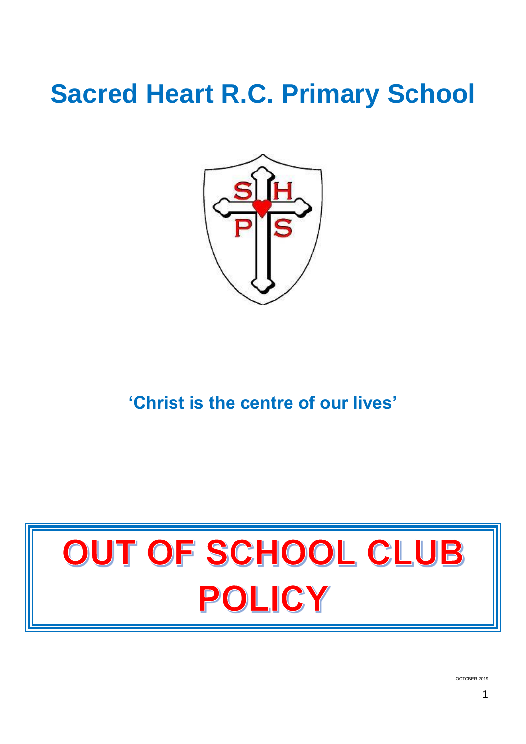# Sacred Heart R.C. Primary School

**'Christ is the centre of our lives'**

# OUT OF SCHOOL CLUB POLICY

OCTOBER 2019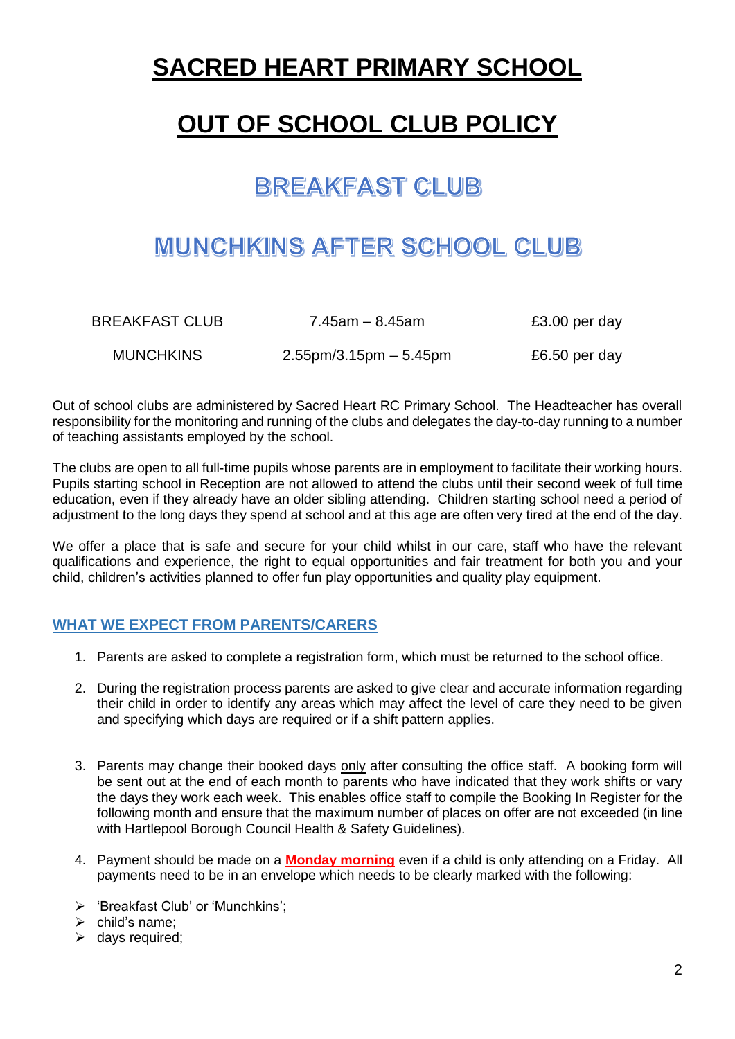# SACRED HEART PRIMARY SCHOOL

# OUT OF SCHOOL CLUB POLICY

## BREAKFAST CLUB

## MUNCHKINS AFTER SCHOOL CLUB

| | | |
|---|---|---|
| BREAKFAST CLUB | 7.45am – 8.45am | £3.00 per day |
| MUNCHKINS | 2.55pm/3.15pm – 5.45pm | £6.50 per day |

Out of school clubs are administered by Sacred Heart RC Primary School. The Headteacher has overall responsibility for the monitoring and running of the clubs and delegates the day-to-day running to a number of teaching assistants employed by the school.

The clubs are open to all full-time pupils whose parents are in employment to facilitate their working hours. Pupils starting school in Reception are not allowed to attend the clubs until their second week of full time education, even if they already have an older sibling attending. Children starting school need a period of adjustment to the long days they spend at school and at this age are often very tired at the end of the day.

We offer a place that is safe and secure for your child whilst in our care, staff who have the relevant qualifications and experience, the right to equal opportunities and fair treatment for both you and your child, children's activities planned to offer fun play opportunities and quality play equipment.

### WHAT WE EXPECT FROM PARENTS/CARERS

1. Parents are asked to complete a registration form, which must be returned to the school office.

2. During the registration process parents are asked to give clear and accurate information regarding their child in order to identify any areas which may affect the level of care they need to be given and specifying which days are required or if a shift pattern applies.

3. Parents may change their booked days only after consulting the office staff. A booking form will be sent out at the end of each month to parents who have indicated that they work shifts or vary the days they work each week. This enables office staff to compile the Booking In Register for the following month and ensure that the maximum number of places on offer are not exceeded (in line with Hartlepool Borough Council Health & Safety Guidelines).

4. Payment should be made on a **Monday morning** even if a child is only attending on a Friday. All payments need to be in an envelope which needs to be clearly marked with the following:

- 'Breakfast Club' or 'Munchkins';
- child's name;
- days required;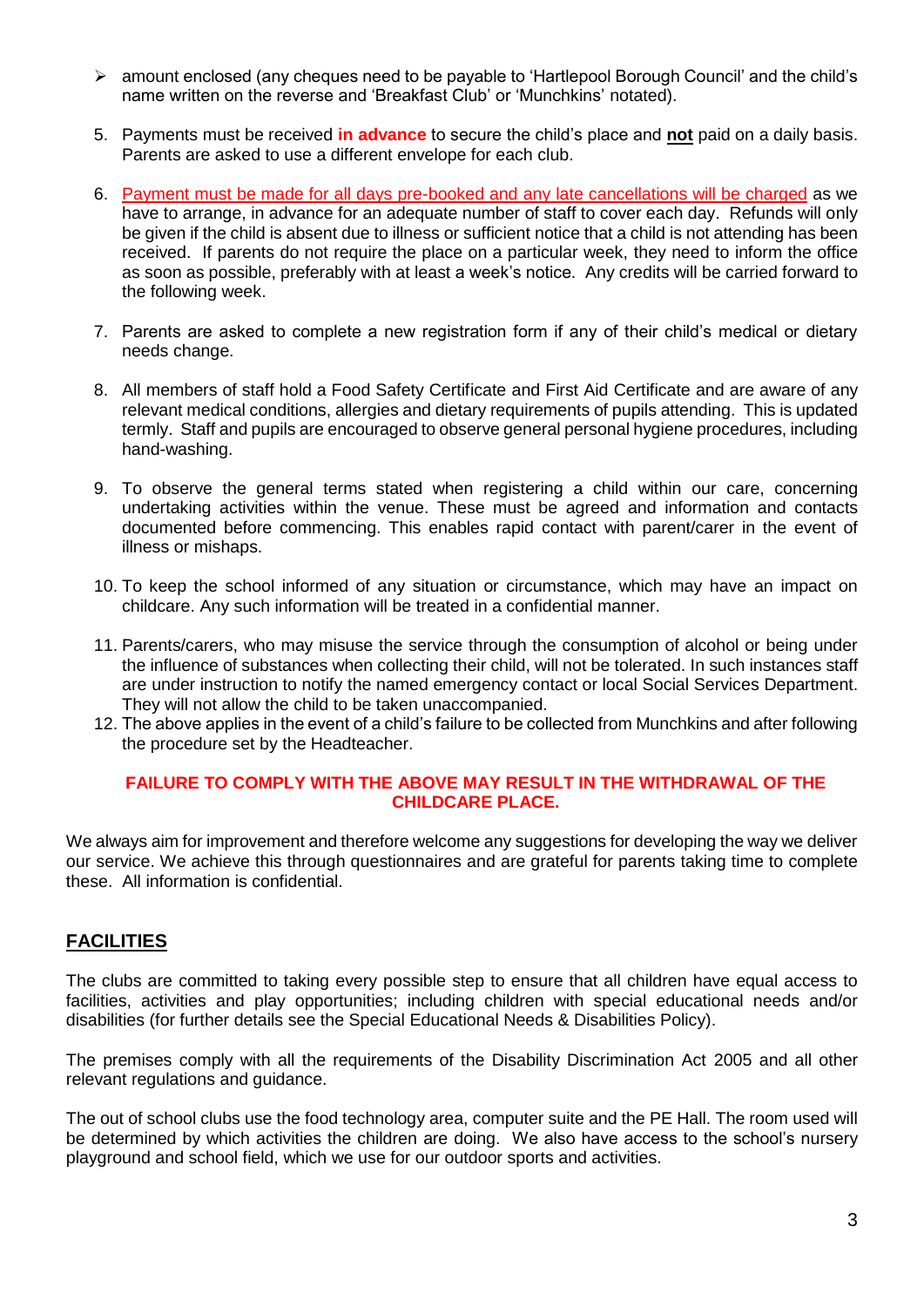- amount enclosed (any cheques need to be payable to 'Hartlepool Borough Council' and the child's name written on the reverse and 'Breakfast Club' or 'Munchkins' notated).

5. Payments must be received **in advance** to secure the child's place and **not** paid on a daily basis. Parents are asked to use a different envelope for each club.

6. Payment must be made for all days pre-booked and any late cancellations will be charged as we have to arrange, in advance for an adequate number of staff to cover each day. Refunds will only be given if the child is absent due to illness or sufficient notice that a child is not attending has been received. If parents do not require the place on a particular week, they need to inform the office as soon as possible, preferably with at least a week's notice. Any credits will be carried forward to the following week.

7. Parents are asked to complete a new registration form if any of their child's medical or dietary needs change.

8. All members of staff hold a Food Safety Certificate and First Aid Certificate and are aware of any relevant medical conditions, allergies and dietary requirements of pupils attending. This is updated termly. Staff and pupils are encouraged to observe general personal hygiene procedures, including hand-washing.

9. To observe the general terms stated when registering a child within our care, concerning undertaking activities within the venue. These must be agreed and information and contacts documented before commencing. This enables rapid contact with parent/carer in the event of illness or mishaps.

10. To keep the school informed of any situation or circumstance, which may have an impact on childcare. Any such information will be treated in a confidential manner.

11. Parents/carers, who may misuse the service through the consumption of alcohol or being under the influence of substances when collecting their child, will not be tolerated. In such instances staff are under instruction to notify the named emergency contact or local Social Services Department. They will not allow the child to be taken unaccompanied.

12. The above applies in the event of a child's failure to be collected from Munchkins and after following the procedure set by the Headteacher.

**FAILURE TO COMPLY WITH THE ABOVE MAY RESULT IN THE WITHDRAWAL OF THE CHILDCARE PLACE.**

We always aim for improvement and therefore welcome any suggestions for developing the way we deliver our service. We achieve this through questionnaires and are grateful for parents taking time to complete these. All information is confidential.

## FACILITIES

The clubs are committed to taking every possible step to ensure that all children have equal access to facilities, activities and play opportunities; including children with special educational needs and/or disabilities (for further details see the Special Educational Needs & Disabilities Policy).

The premises comply with all the requirements of the Disability Discrimination Act 2005 and all other relevant regulations and guidance.

The out of school clubs use the food technology area, computer suite and the PE Hall. The room used will be determined by which activities the children are doing. We also have access to the school's nursery playground and school field, which we use for our outdoor sports and activities.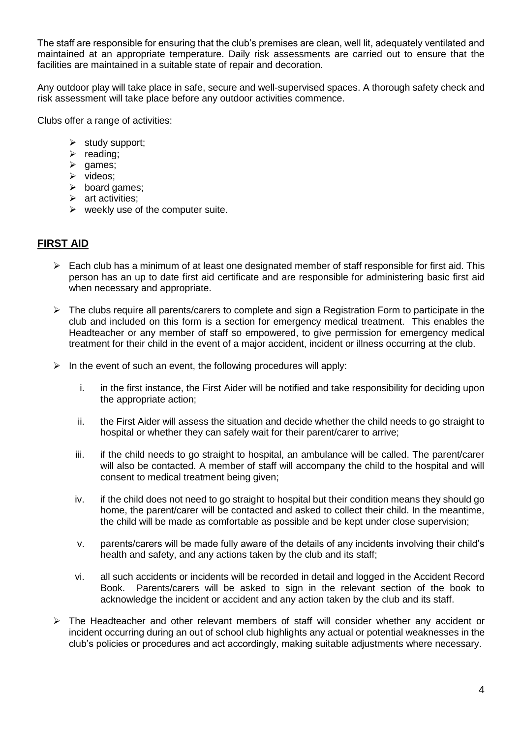The staff are responsible for ensuring that the club's premises are clean, well lit, adequately ventilated and maintained at an appropriate temperature. Daily risk assessments are carried out to ensure that the facilities are maintained in a suitable state of repair and decoration.

Any outdoor play will take place in safe, secure and well-supervised spaces. A thorough safety check and risk assessment will take place before any outdoor activities commence.

Clubs offer a range of activities:

- study support;
- reading;
- games;
- videos;
- board games;
- art activities;
- weekly use of the computer suite.

## FIRST AID

- Each club has a minimum of at least one designated member of staff responsible for first aid. This person has an up to date first aid certificate and are responsible for administering basic first aid when necessary and appropriate.

- The clubs require all parents/carers to complete and sign a Registration Form to participate in the club and included on this form is a section for emergency medical treatment. This enables the Headteacher or any member of staff so empowered, to give permission for emergency medical treatment for their child in the event of a major accident, incident or illness occurring at the club.

- In the event of such an event, the following procedures will apply:

    i. in the first instance, the First Aider will be notified and take responsibility for deciding upon the appropriate action;

    ii. the First Aider will assess the situation and decide whether the child needs to go straight to hospital or whether they can safely wait for their parent/carer to arrive;

    iii. if the child needs to go straight to hospital, an ambulance will be called. The parent/carer will also be contacted. A member of staff will accompany the child to the hospital and will consent to medical treatment being given;

    iv. if the child does not need to go straight to hospital but their condition means they should go home, the parent/carer will be contacted and asked to collect their child. In the meantime, the child will be made as comfortable as possible and be kept under close supervision;

    v. parents/carers will be made fully aware of the details of any incidents involving their child's health and safety, and any actions taken by the club and its staff;

    vi. all such accidents or incidents will be recorded in detail and logged in the Accident Record Book. Parents/carers will be asked to sign in the relevant section of the book to acknowledge the incident or accident and any action taken by the club and its staff.

- The Headteacher and other relevant members of staff will consider whether any accident or incident occurring during an out of school club highlights any actual or potential weaknesses in the club's policies or procedures and act accordingly, making suitable adjustments where necessary.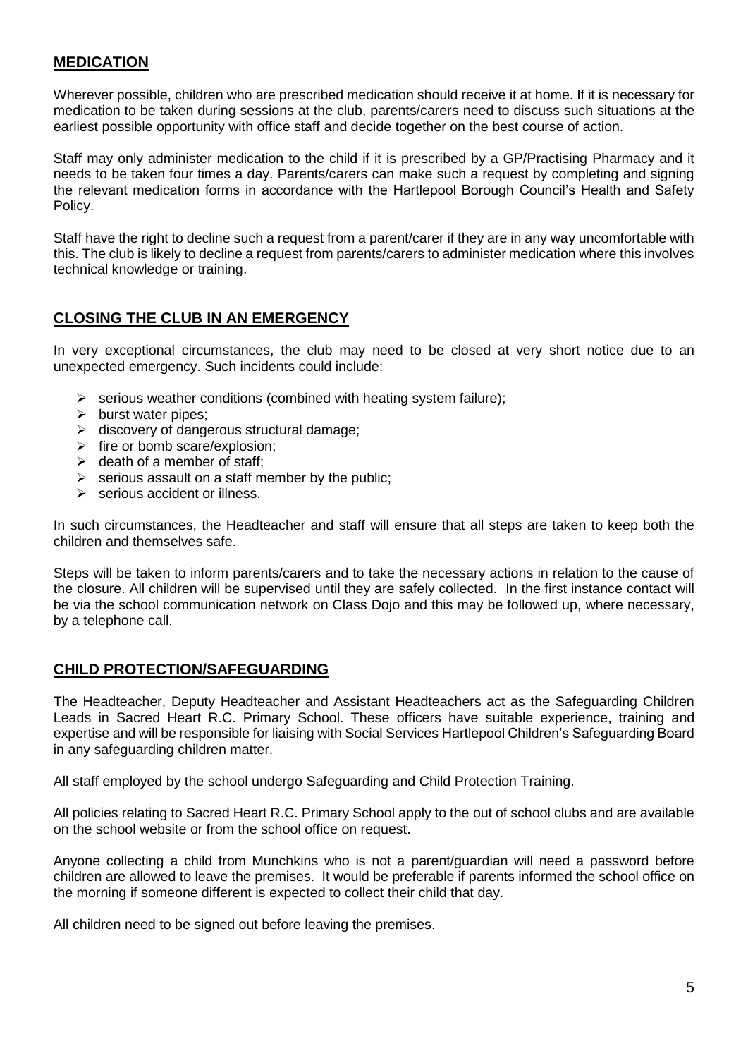## MEDICATION

Wherever possible, children who are prescribed medication should receive it at home. If it is necessary for medication to be taken during sessions at the club, parents/carers need to discuss such situations at the earliest possible opportunity with office staff and decide together on the best course of action.

Staff may only administer medication to the child if it is prescribed by a GP/Practising Pharmacy and it needs to be taken four times a day. Parents/carers can make such a request by completing and signing the relevant medication forms in accordance with the Hartlepool Borough Council's Health and Safety Policy.

Staff have the right to decline such a request from a parent/carer if they are in any way uncomfortable with this. The club is likely to decline a request from parents/carers to administer medication where this involves technical knowledge or training.

## CLOSING THE CLUB IN AN EMERGENCY

In very exceptional circumstances, the club may need to be closed at very short notice due to an unexpected emergency. Such incidents could include:

- serious weather conditions (combined with heating system failure);
- burst water pipes;
- discovery of dangerous structural damage;
- fire or bomb scare/explosion;
- death of a member of staff;
- serious assault on a staff member by the public;
- serious accident or illness.

In such circumstances, the Headteacher and staff will ensure that all steps are taken to keep both the children and themselves safe.

Steps will be taken to inform parents/carers and to take the necessary actions in relation to the cause of the closure. All children will be supervised until they are safely collected. In the first instance contact will be via the school communication network on Class Dojo and this may be followed up, where necessary, by a telephone call.

## CHILD PROTECTION/SAFEGUARDING

The Headteacher, Deputy Headteacher and Assistant Headteachers act as the Safeguarding Children Leads in Sacred Heart R.C. Primary School. These officers have suitable experience, training and expertise and will be responsible for liaising with Social Services Hartlepool Children's Safeguarding Board in any safeguarding children matter.

All staff employed by the school undergo Safeguarding and Child Protection Training.

All policies relating to Sacred Heart R.C. Primary School apply to the out of school clubs and are available on the school website or from the school office on request.

Anyone collecting a child from Munchkins who is not a parent/guardian will need a password before children are allowed to leave the premises. It would be preferable if parents informed the school office on the morning if someone different is expected to collect their child that day.

All children need to be signed out before leaving the premises.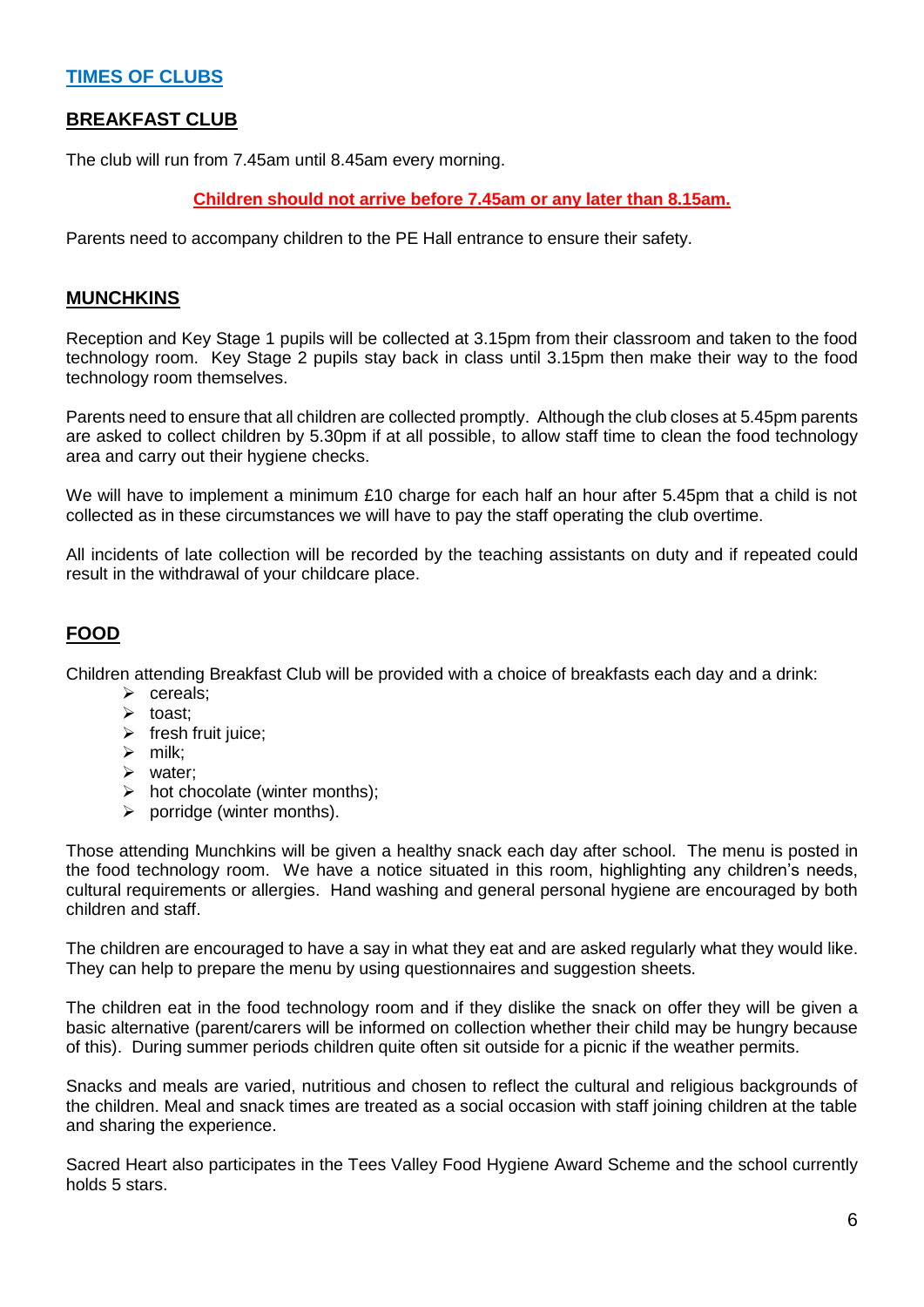## TIMES OF CLUBS

### BREAKFAST CLUB

The club will run from 7.45am until 8.45am every morning.

**Children should not arrive before 7.45am or any later than 8.15am.**

Parents need to accompany children to the PE Hall entrance to ensure their safety.

### MUNCHKINS

Reception and Key Stage 1 pupils will be collected at 3.15pm from their classroom and taken to the food technology room. Key Stage 2 pupils stay back in class until 3.15pm then make their way to the food technology room themselves.

Parents need to ensure that all children are collected promptly. Although the club closes at 5.45pm parents are asked to collect children by 5.30pm if at all possible, to allow staff time to clean the food technology area and carry out their hygiene checks.

We will have to implement a minimum £10 charge for each half an hour after 5.45pm that a child is not collected as in these circumstances we will have to pay the staff operating the club overtime.

All incidents of late collection will be recorded by the teaching assistants on duty and if repeated could result in the withdrawal of your childcare place.

### FOOD

Children attending Breakfast Club will be provided with a choice of breakfasts each day and a drink:

- cereals;
- toast;
- fresh fruit juice;
- milk;
- water;
- hot chocolate (winter months);
- porridge (winter months).

Those attending Munchkins will be given a healthy snack each day after school. The menu is posted in the food technology room. We have a notice situated in this room, highlighting any children's needs, cultural requirements or allergies. Hand washing and general personal hygiene are encouraged by both children and staff.

The children are encouraged to have a say in what they eat and are asked regularly what they would like. They can help to prepare the menu by using questionnaires and suggestion sheets.

The children eat in the food technology room and if they dislike the snack on offer they will be given a basic alternative (parent/carers will be informed on collection whether their child may be hungry because of this). During summer periods children quite often sit outside for a picnic if the weather permits.

Snacks and meals are varied, nutritious and chosen to reflect the cultural and religious backgrounds of the children. Meal and snack times are treated as a social occasion with staff joining children at the table and sharing the experience.

Sacred Heart also participates in the Tees Valley Food Hygiene Award Scheme and the school currently holds 5 stars.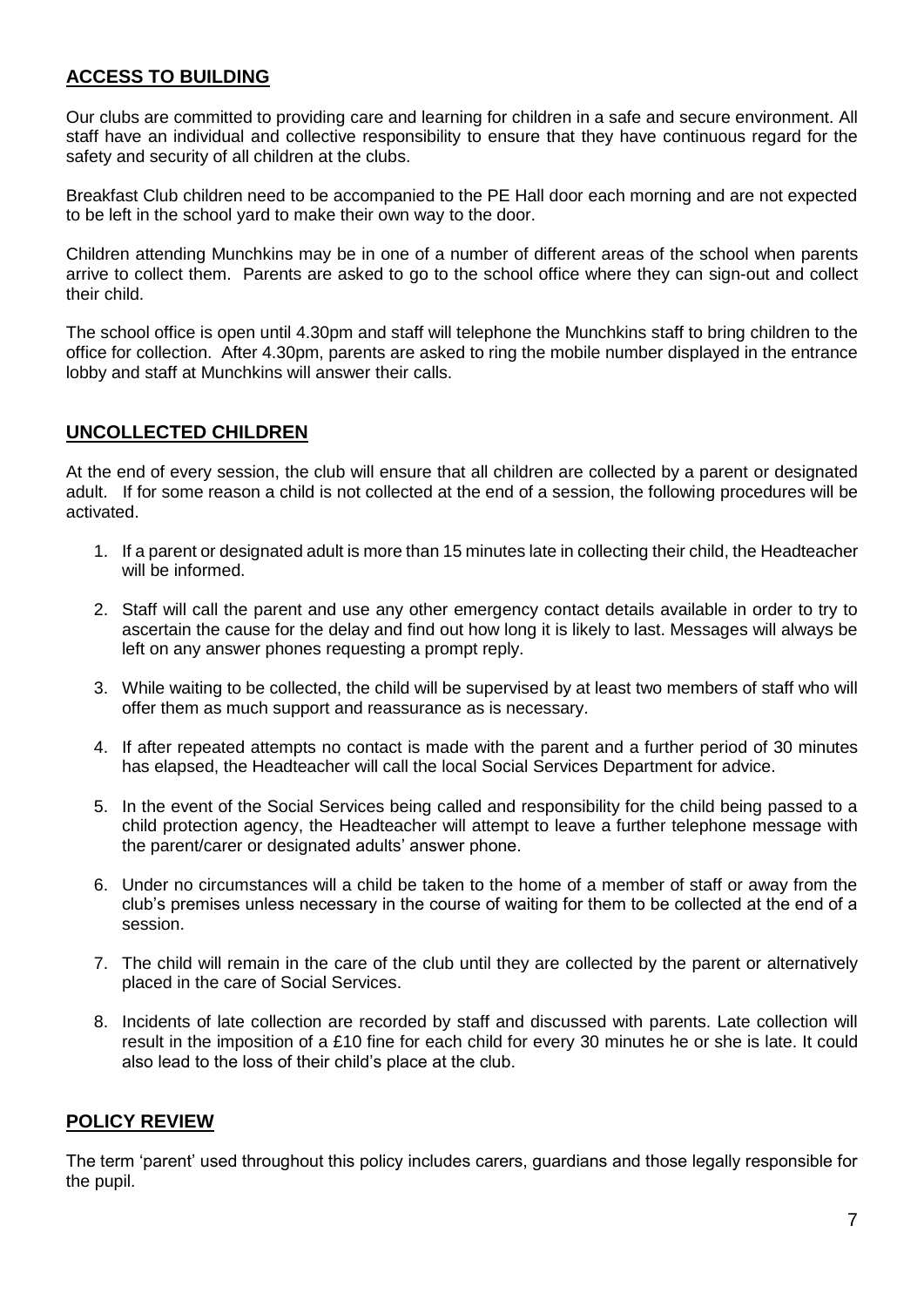## **ACCESS TO BUILDING**

Our clubs are committed to providing care and learning for children in a safe and secure environment. All staff have an individual and collective responsibility to ensure that they have continuous regard for the safety and security of all children at the clubs.

Breakfast Club children need to be accompanied to the PE Hall door each morning and are not expected to be left in the school yard to make their own way to the door.

Children attending Munchkins may be in one of a number of different areas of the school when parents arrive to collect them. Parents are asked to go to the school office where they can sign-out and collect their child.

The school office is open until 4.30pm and staff will telephone the Munchkins staff to bring children to the office for collection. After 4.30pm, parents are asked to ring the mobile number displayed in the entrance lobby and staff at Munchkins will answer their calls.

## **UNCOLLECTED CHILDREN**

At the end of every session, the club will ensure that all children are collected by a parent or designated adult. If for some reason a child is not collected at the end of a session, the following procedures will be activated.

1. If a parent or designated adult is more than 15 minutes late in collecting their child, the Headteacher will be informed.
2. Staff will call the parent and use any other emergency contact details available in order to try to ascertain the cause for the delay and find out how long it is likely to last. Messages will always be left on any answer phones requesting a prompt reply.
3. While waiting to be collected, the child will be supervised by at least two members of staff who will offer them as much support and reassurance as is necessary.
4. If after repeated attempts no contact is made with the parent and a further period of 30 minutes has elapsed, the Headteacher will call the local Social Services Department for advice.
5. In the event of the Social Services being called and responsibility for the child being passed to a child protection agency, the Headteacher will attempt to leave a further telephone message with the parent/carer or designated adults' answer phone.
6. Under no circumstances will a child be taken to the home of a member of staff or away from the club's premises unless necessary in the course of waiting for them to be collected at the end of a session.
7. The child will remain in the care of the club until they are collected by the parent or alternatively placed in the care of Social Services.
8. Incidents of late collection are recorded by staff and discussed with parents. Late collection will result in the imposition of a £10 fine for each child for every 30 minutes he or she is late. It could also lead to the loss of their child's place at the club.

## **POLICY REVIEW**

The term 'parent' used throughout this policy includes carers, guardians and those legally responsible for the pupil.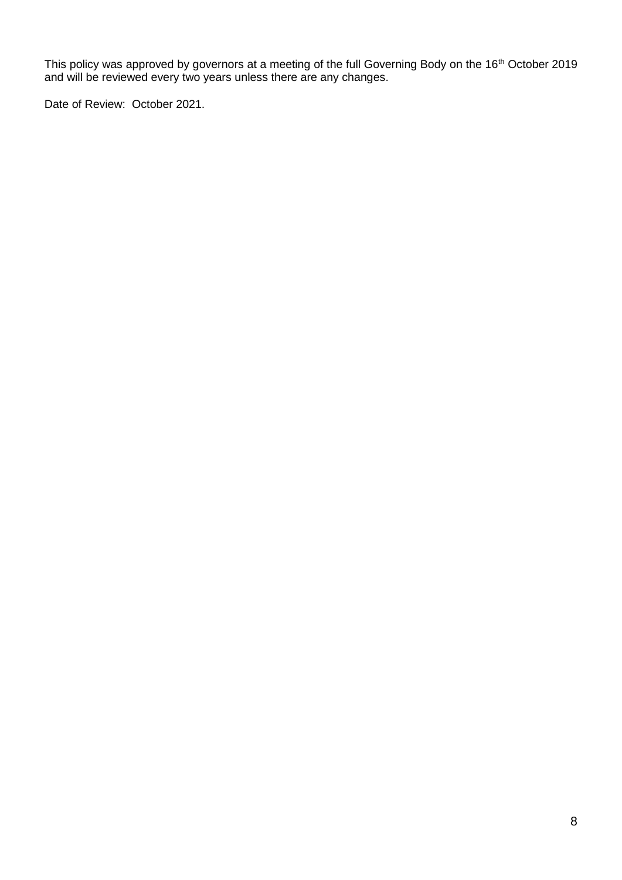This policy was approved by governors at a meeting of the full Governing Body on the 16th October 2019 and will be reviewed every two years unless there are any changes.

Date of Review: October 2021.